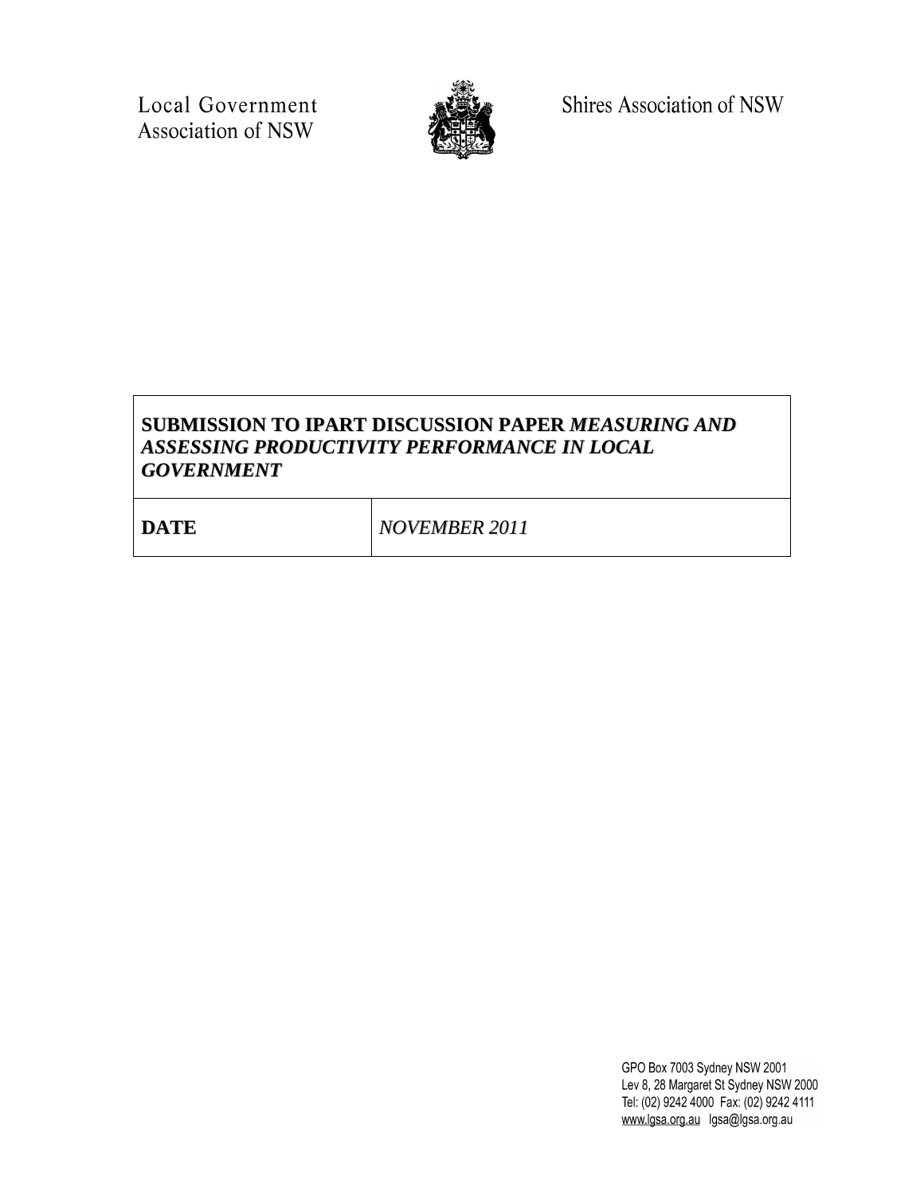Local Government
Association of NSW

Shires Association of NSW

| **SUBMISSION TO IPART DISCUSSION PAPER *MEASURING AND ASSESSING PRODUCTIVITY PERFORMANCE IN LOCAL GOVERNMENT*** | |
|---|---|
| **DATE** | *NOVEMBER 2011* |

GPO Box 7003 Sydney NSW 2001
Lev 8, 28 Margaret St Sydney NSW 2000
Tel: (02) 9242 4000 Fax: (02) 9242 4111
www.lgsa.org.au lgsa@lgsa.org.au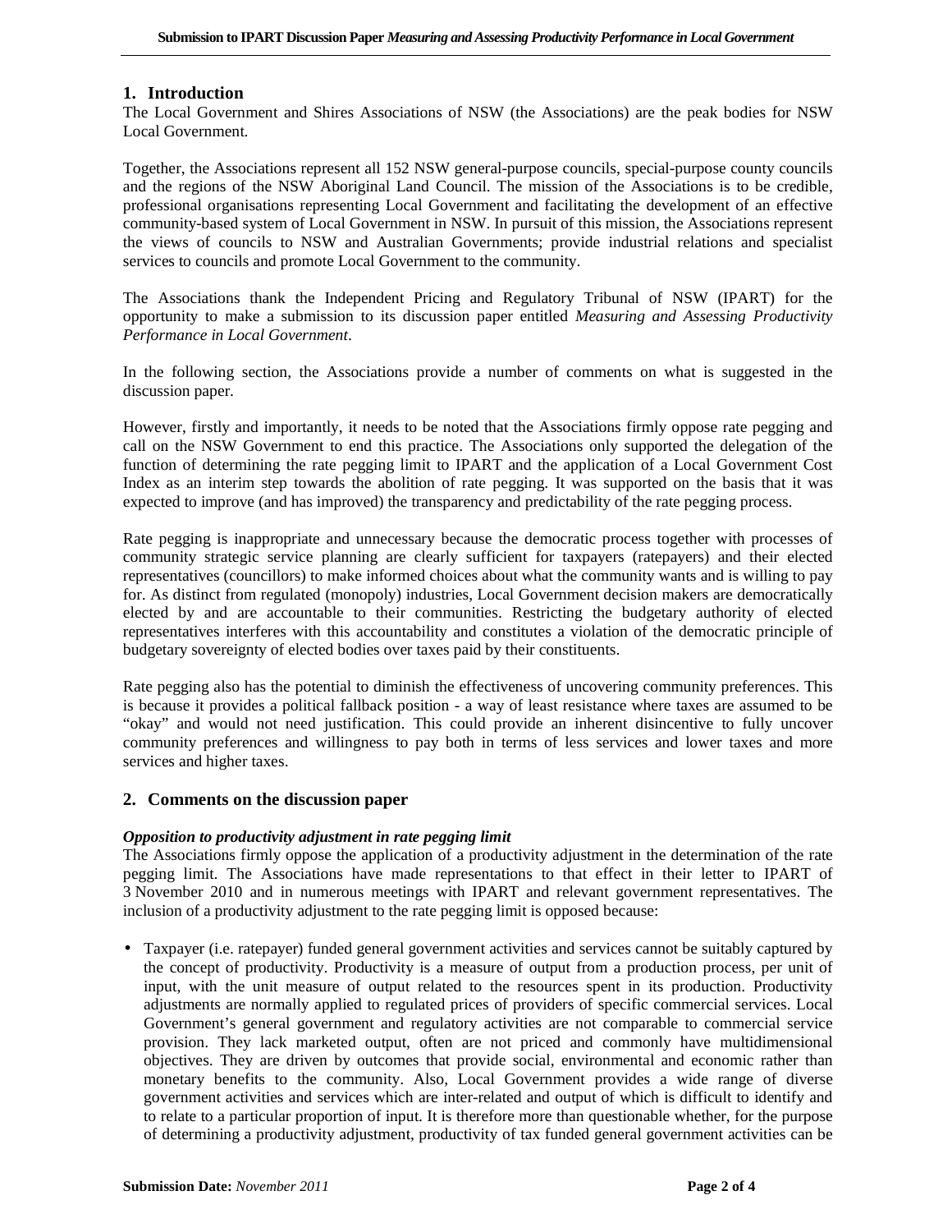## 1. Introduction

The Local Government and Shires Associations of NSW (the Associations) are the peak bodies for NSW Local Government.

Together, the Associations represent all 152 NSW general-purpose councils, special-purpose county councils and the regions of the NSW Aboriginal Land Council. The mission of the Associations is to be credible, professional organisations representing Local Government and facilitating the development of an effective community-based system of Local Government in NSW. In pursuit of this mission, the Associations represent the views of councils to NSW and Australian Governments; provide industrial relations and specialist services to councils and promote Local Government to the community.

The Associations thank the Independent Pricing and Regulatory Tribunal of NSW (IPART) for the opportunity to make a submission to its discussion paper entitled *Measuring and Assessing Productivity Performance in Local Government*.

In the following section, the Associations provide a number of comments on what is suggested in the discussion paper.

However, firstly and importantly, it needs to be noted that the Associations firmly oppose rate pegging and call on the NSW Government to end this practice. The Associations only supported the delegation of the function of determining the rate pegging limit to IPART and the application of a Local Government Cost Index as an interim step towards the abolition of rate pegging. It was supported on the basis that it was expected to improve (and has improved) the transparency and predictability of the rate pegging process.

Rate pegging is inappropriate and unnecessary because the democratic process together with processes of community strategic service planning are clearly sufficient for taxpayers (ratepayers) and their elected representatives (councillors) to make informed choices about what the community wants and is willing to pay for. As distinct from regulated (monopoly) industries, Local Government decision makers are democratically elected by and are accountable to their communities. Restricting the budgetary authority of elected representatives interferes with this accountability and constitutes a violation of the democratic principle of budgetary sovereignty of elected bodies over taxes paid by their constituents.

Rate pegging also has the potential to diminish the effectiveness of uncovering community preferences. This is because it provides a political fallback position - a way of least resistance where taxes are assumed to be "okay" and would not need justification. This could provide an inherent disincentive to fully uncover community preferences and willingness to pay both in terms of less services and lower taxes and more services and higher taxes.

## 2. Comments on the discussion paper

***Opposition to productivity adjustment in rate pegging limit***

The Associations firmly oppose the application of a productivity adjustment in the determination of the rate pegging limit. The Associations have made representations to that effect in their letter to IPART of 3 November 2010 and in numerous meetings with IPART and relevant government representatives. The inclusion of a productivity adjustment to the rate pegging limit is opposed because:

- Taxpayer (i.e. ratepayer) funded general government activities and services cannot be suitably captured by the concept of productivity. Productivity is a measure of output from a production process, per unit of input, with the unit measure of output related to the resources spent in its production. Productivity adjustments are normally applied to regulated prices of providers of specific commercial services. Local Government's general government and regulatory activities are not comparable to commercial service provision. They lack marketed output, often are not priced and commonly have multidimensional objectives. They are driven by outcomes that provide social, environmental and economic rather than monetary benefits to the community. Also, Local Government provides a wide range of diverse government activities and services which are inter-related and output of which is difficult to identify and to relate to a particular proportion of input. It is therefore more than questionable whether, for the purpose of determining a productivity adjustment, productivity of tax funded general government activities can be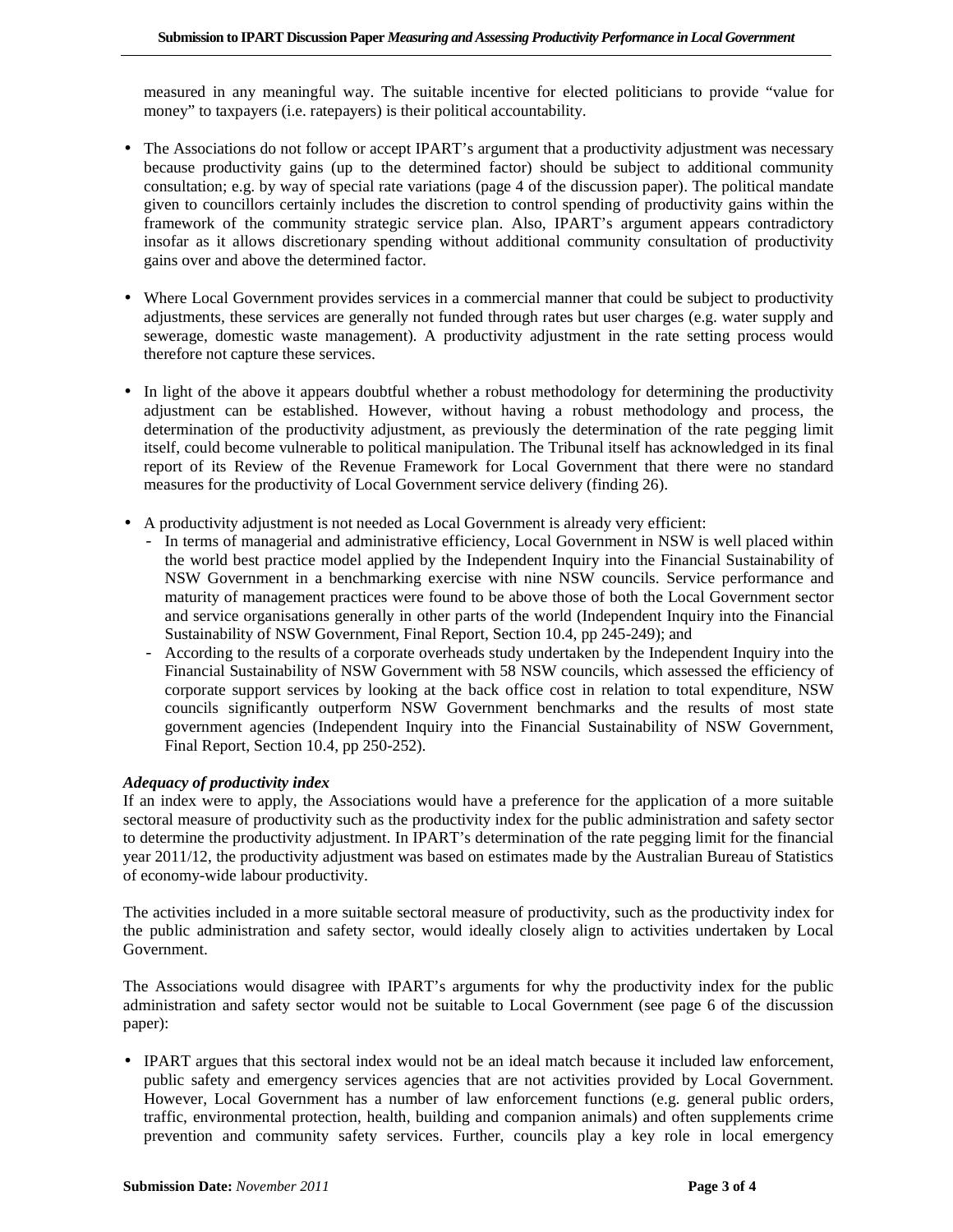measured in any meaningful way. The suitable incentive for elected politicians to provide "value for money" to taxpayers (i.e. ratepayers) is their political accountability.

- The Associations do not follow or accept IPART's argument that a productivity adjustment was necessary because productivity gains (up to the determined factor) should be subject to additional community consultation; e.g. by way of special rate variations (page 4 of the discussion paper). The political mandate given to councillors certainly includes the discretion to control spending of productivity gains within the framework of the community strategic service plan. Also, IPART's argument appears contradictory insofar as it allows discretionary spending without additional community consultation of productivity gains over and above the determined factor.

- Where Local Government provides services in a commercial manner that could be subject to productivity adjustments, these services are generally not funded through rates but user charges (e.g. water supply and sewerage, domestic waste management). A productivity adjustment in the rate setting process would therefore not capture these services.

- In light of the above it appears doubtful whether a robust methodology for determining the productivity adjustment can be established. However, without having a robust methodology and process, the determination of the productivity adjustment, as previously the determination of the rate pegging limit itself, could become vulnerable to political manipulation. The Tribunal itself has acknowledged in its final report of its Review of the Revenue Framework for Local Government that there were no standard measures for the productivity of Local Government service delivery (finding 26).

- A productivity adjustment is not needed as Local Government is already very efficient:
  - In terms of managerial and administrative efficiency, Local Government in NSW is well placed within the world best practice model applied by the Independent Inquiry into the Financial Sustainability of NSW Government in a benchmarking exercise with nine NSW councils. Service performance and maturity of management practices were found to be above those of both the Local Government sector and service organisations generally in other parts of the world (Independent Inquiry into the Financial Sustainability of NSW Government, Final Report, Section 10.4, pp 245-249); and
  - According to the results of a corporate overheads study undertaken by the Independent Inquiry into the Financial Sustainability of NSW Government with 58 NSW councils, which assessed the efficiency of corporate support services by looking at the back office cost in relation to total expenditure, NSW councils significantly outperform NSW Government benchmarks and the results of most state government agencies (Independent Inquiry into the Financial Sustainability of NSW Government, Final Report, Section 10.4, pp 250-252).

***Adequacy of productivity index***

If an index were to apply, the Associations would have a preference for the application of a more suitable sectoral measure of productivity such as the productivity index for the public administration and safety sector to determine the productivity adjustment. In IPART's determination of the rate pegging limit for the financial year 2011/12, the productivity adjustment was based on estimates made by the Australian Bureau of Statistics of economy-wide labour productivity.

The activities included in a more suitable sectoral measure of productivity, such as the productivity index for the public administration and safety sector, would ideally closely align to activities undertaken by Local Government.

The Associations would disagree with IPART's arguments for why the productivity index for the public administration and safety sector would not be suitable to Local Government (see page 6 of the discussion paper):

- IPART argues that this sectoral index would not be an ideal match because it included law enforcement, public safety and emergency services agencies that are not activities provided by Local Government. However, Local Government has a number of law enforcement functions (e.g. general public orders, traffic, environmental protection, health, building and companion animals) and often supplements crime prevention and community safety services. Further, councils play a key role in local emergency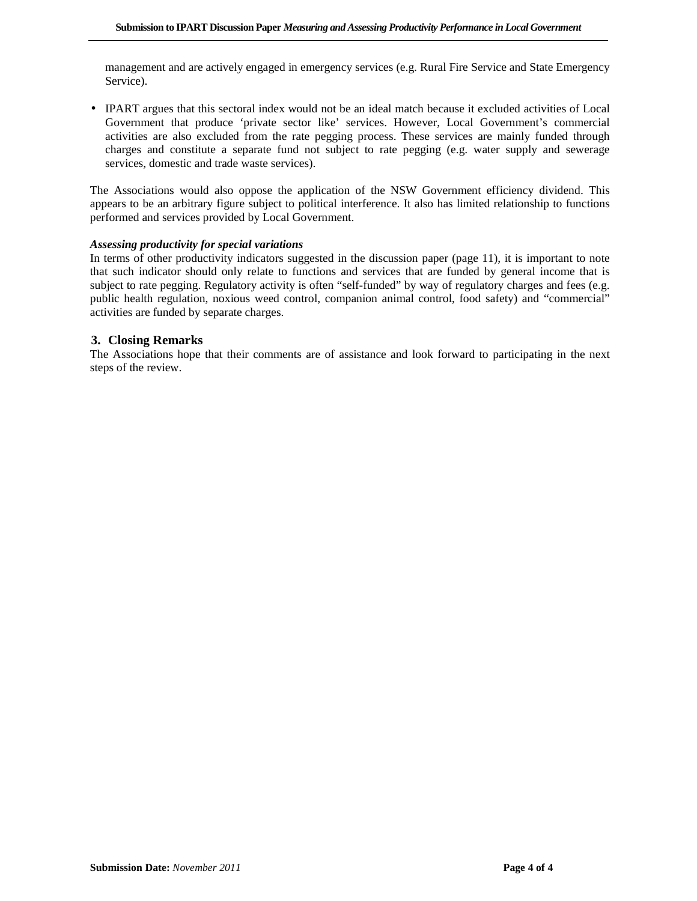management and are actively engaged in emergency services (e.g. Rural Fire Service and State Emergency Service).

- IPART argues that this sectoral index would not be an ideal match because it excluded activities of Local Government that produce 'private sector like' services. However, Local Government's commercial activities are also excluded from the rate pegging process. These services are mainly funded through charges and constitute a separate fund not subject to rate pegging (e.g. water supply and sewerage services, domestic and trade waste services).

The Associations would also oppose the application of the NSW Government efficiency dividend. This appears to be an arbitrary figure subject to political interference. It also has limited relationship to functions performed and services provided by Local Government.

***Assessing productivity for special variations***

In terms of other productivity indicators suggested in the discussion paper (page 11), it is important to note that such indicator should only relate to functions and services that are funded by general income that is subject to rate pegging. Regulatory activity is often "self-funded" by way of regulatory charges and fees (e.g. public health regulation, noxious weed control, companion animal control, food safety) and "commercial" activities are funded by separate charges.

## 3. Closing Remarks

The Associations hope that their comments are of assistance and look forward to participating in the next steps of the review.